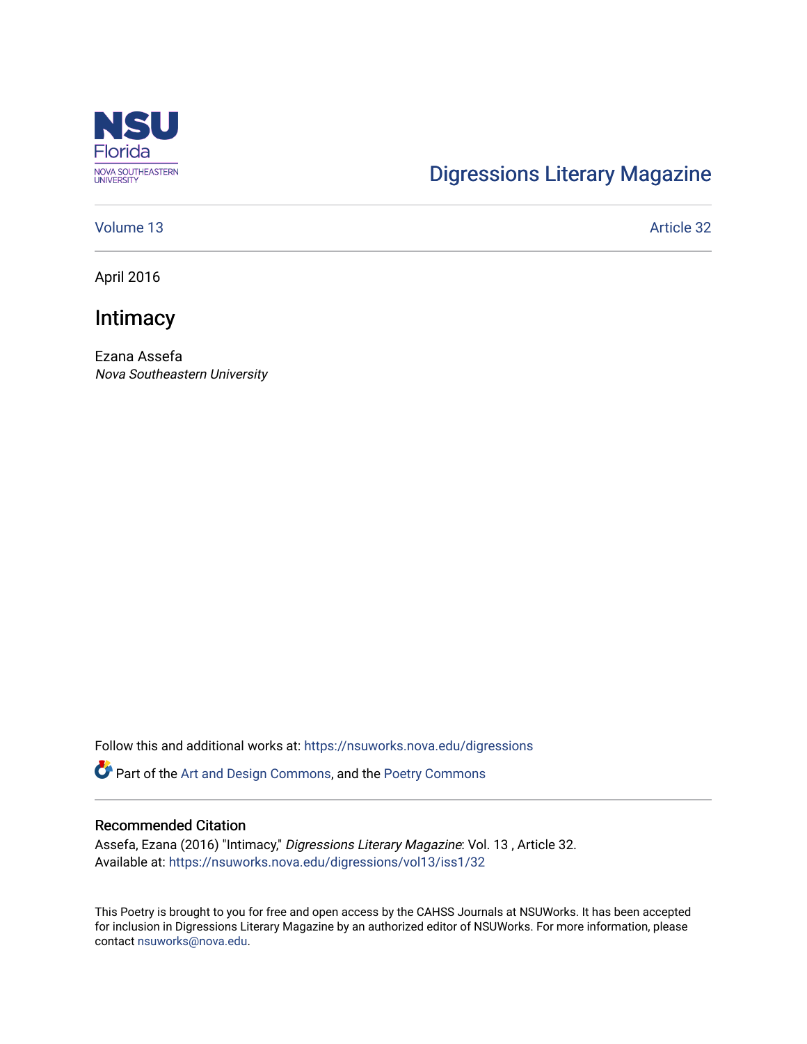NSU Florida
NOVA SOUTHEASTERN UNIVERSITY

Digressions Literary Magazine

Volume 13 | Article 32

April 2016

# Intimacy

Ezana Assefa
*Nova Southeastern University*

Follow this and additional works at: https://nsuworks.nova.edu/digressions

Part of the Art and Design Commons, and the Poetry Commons

## Recommended Citation

Assefa, Ezana (2016) "Intimacy," *Digressions Literary Magazine*: Vol. 13 , Article 32.
Available at: https://nsuworks.nova.edu/digressions/vol13/iss1/32

This Poetry is brought to you for free and open access by the CAHSS Journals at NSUWorks. It has been accepted for inclusion in Digressions Literary Magazine by an authorized editor of NSUWorks. For more information, please contact nsuworks@nova.edu.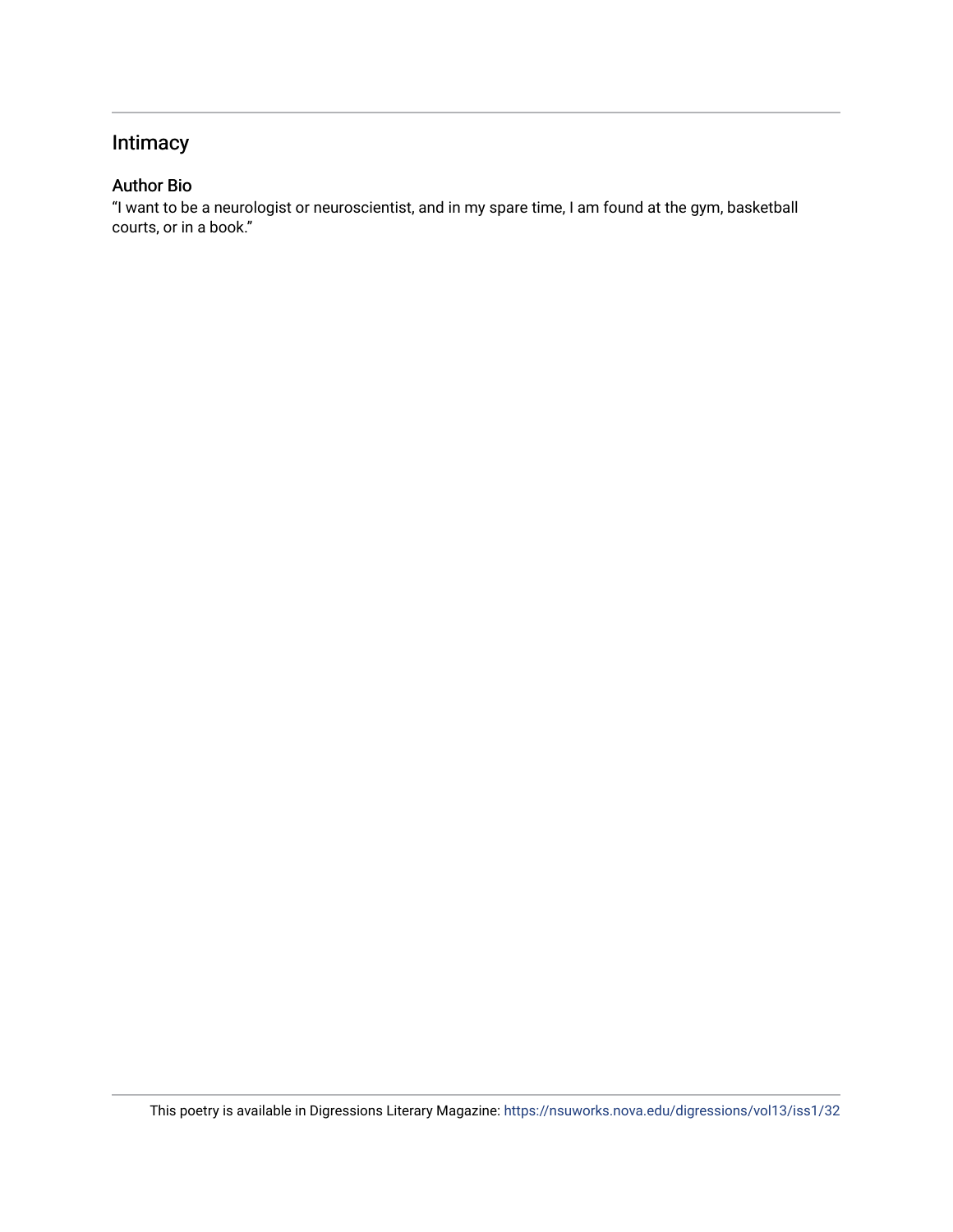## Intimacy

### Author Bio

"I want to be a neurologist or neuroscientist, and in my spare time, I am found at the gym, basketball courts, or in a book."

This poetry is available in Digressions Literary Magazine: https://nsuworks.nova.edu/digressions/vol13/iss1/32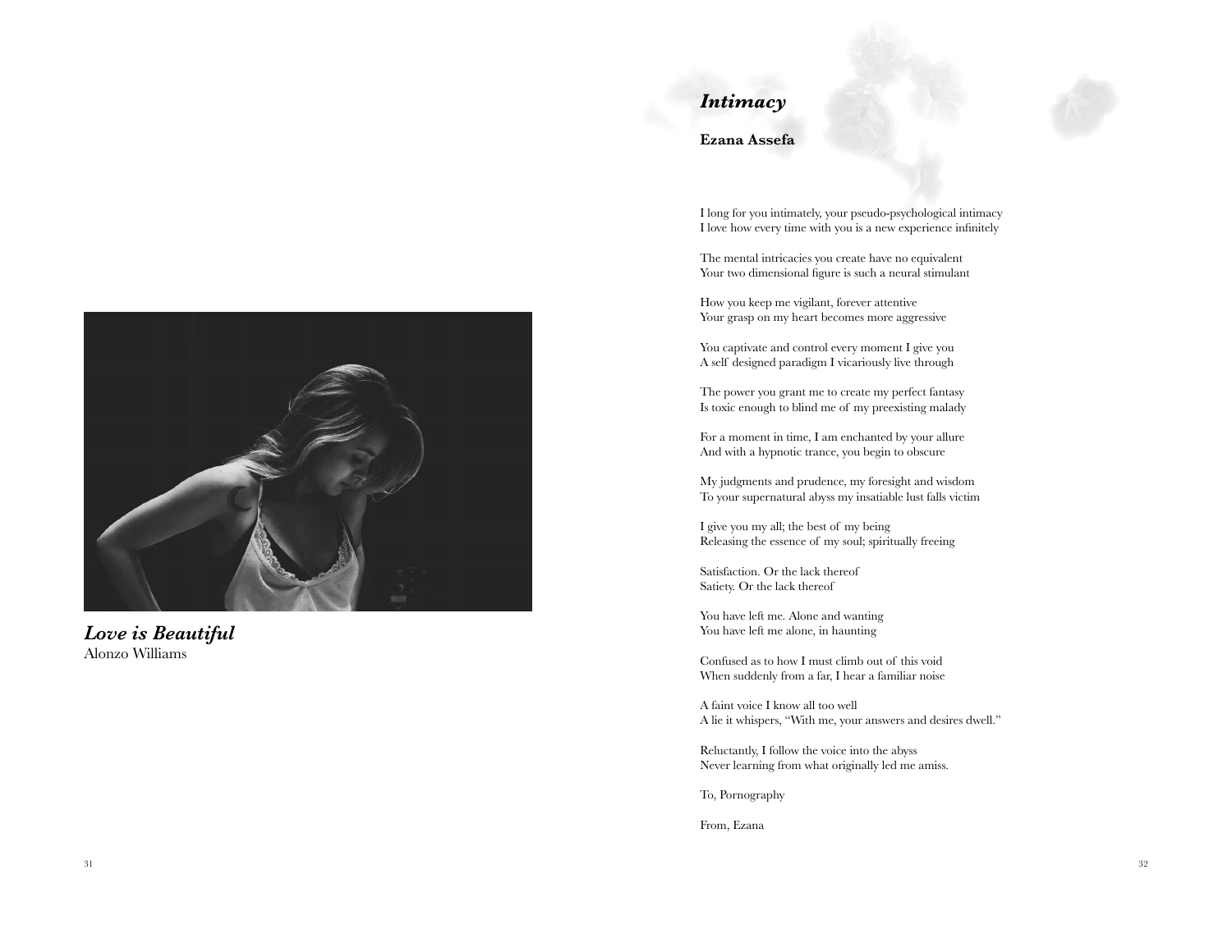*Love is Beautiful*
Alonzo Williams

## *Intimacy*

**Ezana Assefa**

I long for you intimately, your pseudo-psychological intimacy
I love how every time with you is a new experience infinitely

The mental intricacies you create have no equivalent
Your two dimensional figure is such a neural stimulant

How you keep me vigilant, forever attentive
Your grasp on my heart becomes more aggressive

You captivate and control every moment I give you
A self designed paradigm I vicariously live through

The power you grant me to create my perfect fantasy
Is toxic enough to blind me of my preexisting malady

For a moment in time, I am enchanted by your allure
And with a hypnotic trance, you begin to obscure

My judgments and prudence, my foresight and wisdom
To your supernatural abyss my insatiable lust falls victim

I give you my all; the best of my being
Releasing the essence of my soul; spiritually freeing

Satisfaction. Or the lack thereof
Satiety. Or the lack thereof

You have left me. Alone and wanting
You have left me alone, in haunting

Confused as to how I must climb out of this void
When suddenly from a far, I hear a familiar noise

A faint voice I know all too well
A lie it whispers, "With me, your answers and desires dwell."

Reluctantly, I follow the voice into the abyss
Never learning from what originally led me amiss.

To, Pornography

From, Ezana